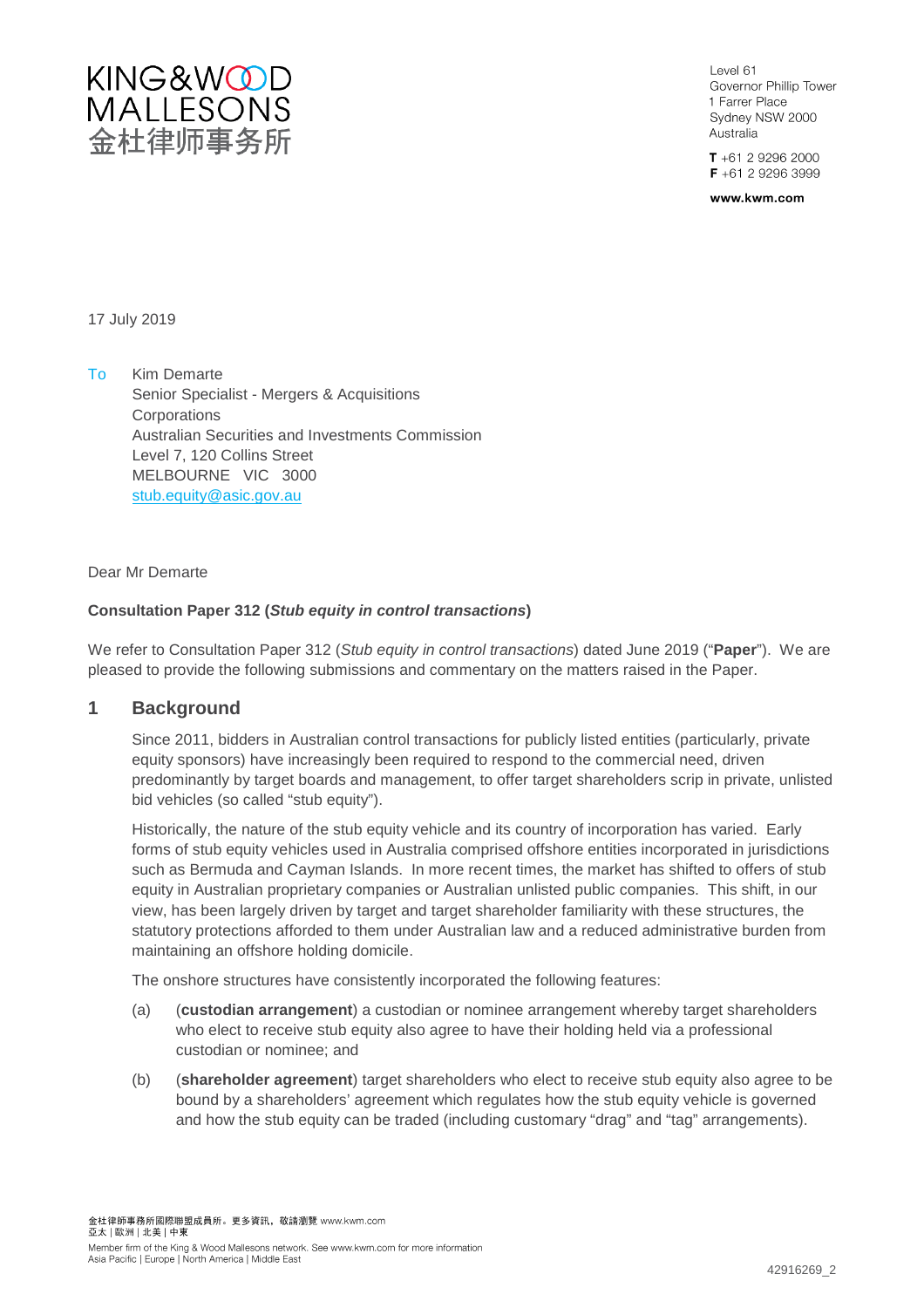KING&WOOD MALLESONS
金杜律师事务所

Level 61
Governor Phillip Tower
1 Farrer Place
Sydney NSW 2000
Australia

**T** +61 2 9296 2000
**F** +61 2 9296 3999

**www.kwm.com**

17 July 2019

To Kim Demarte
Senior Specialist - Mergers & Acquisitions
Corporations
Australian Securities and Investments Commission
Level 7, 120 Collins Street
MELBOURNE VIC 3000
stub.equity@asic.gov.au

Dear Mr Demarte

**Consultation Paper 312 (*Stub equity in control transactions*)**

We refer to Consultation Paper 312 (*Stub equity in control transactions*) dated June 2019 ("**Paper**"). We are pleased to provide the following submissions and commentary on the matters raised in the Paper.

## 1 Background

Since 2011, bidders in Australian control transactions for publicly listed entities (particularly, private equity sponsors) have increasingly been required to respond to the commercial need, driven predominantly by target boards and management, to offer target shareholders scrip in private, unlisted bid vehicles (so called "stub equity").

Historically, the nature of the stub equity vehicle and its country of incorporation has varied. Early forms of stub equity vehicles used in Australia comprised offshore entities incorporated in jurisdictions such as Bermuda and Cayman Islands. In more recent times, the market has shifted to offers of stub equity in Australian proprietary companies or Australian unlisted public companies. This shift, in our view, has been largely driven by target and target shareholder familiarity with these structures, the statutory protections afforded to them under Australian law and a reduced administrative burden from maintaining an offshore holding domicile.

The onshore structures have consistently incorporated the following features:

(a) (**custodian arrangement**) a custodian or nominee arrangement whereby target shareholders who elect to receive stub equity also agree to have their holding held via a professional custodian or nominee; and

(b) (**shareholder agreement**) target shareholders who elect to receive stub equity also agree to be bound by a shareholders' agreement which regulates how the stub equity vehicle is governed and how the stub equity can be traded (including customary "drag" and "tag" arrangements).

金杜律師事務所國際聯盟成員所。更多資訊，敬請瀏覽 www.kwm.com
亞太 | 歐洲 | 北美 | 中東
Member firm of the King & Wood Mallesons network. See www.kwm.com for more information
Asia Pacific | Europe | North America | Middle East

42916269_2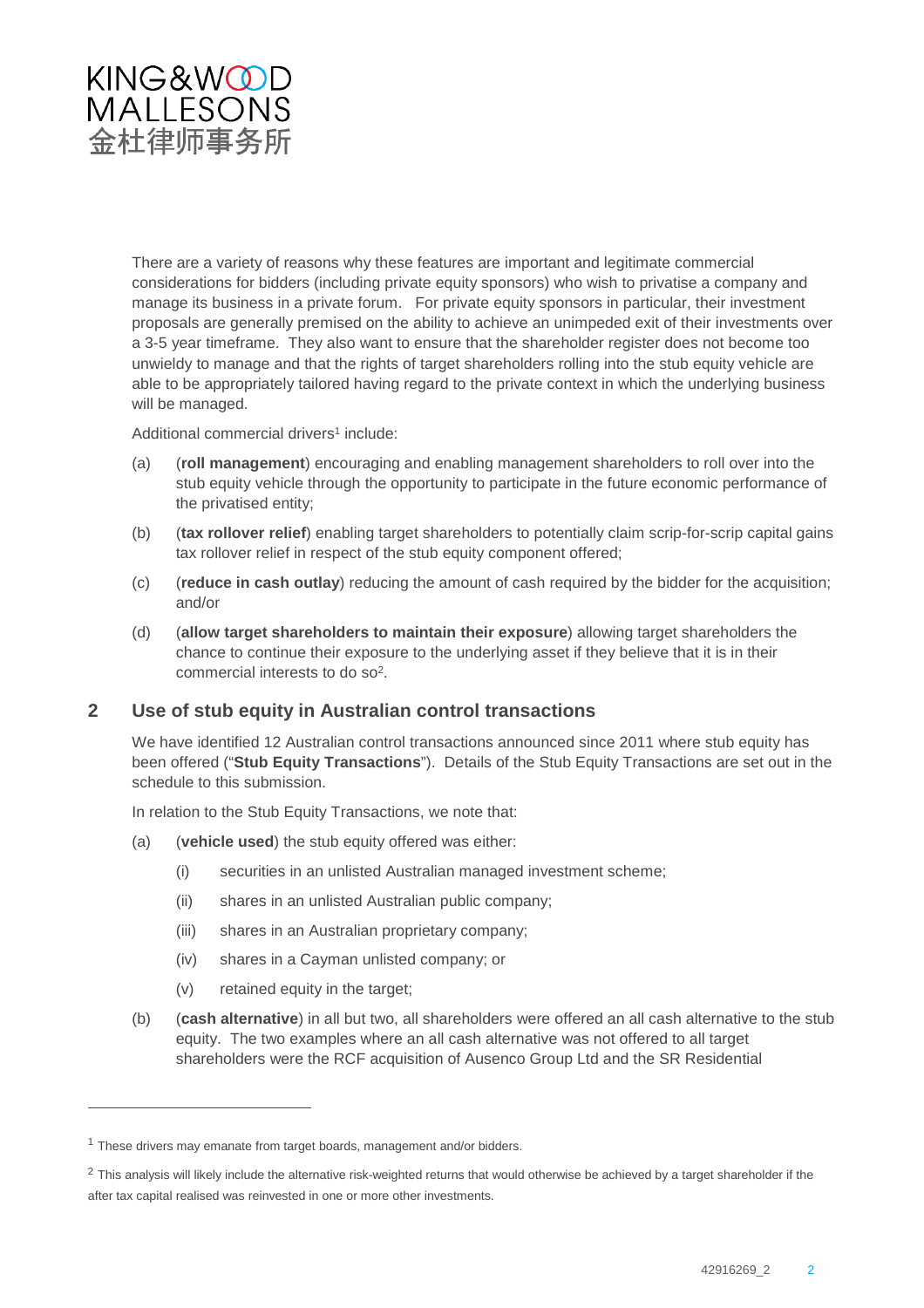There are a variety of reasons why these features are important and legitimate commercial considerations for bidders (including private equity sponsors) who wish to privatise a company and manage its business in a private forum. For private equity sponsors in particular, their investment proposals are generally premised on the ability to achieve an unimpeded exit of their investments over a 3-5 year timeframe. They also want to ensure that the shareholder register does not become too unwieldy to manage and that the rights of target shareholders rolling into the stub equity vehicle are able to be appropriately tailored having regard to the private context in which the underlying business will be managed.

Additional commercial drivers[1] include:

(a) (**roll management**) encouraging and enabling management shareholders to roll over into the stub equity vehicle through the opportunity to participate in the future economic performance of the privatised entity;

(b) (**tax rollover relief**) enabling target shareholders to potentially claim scrip-for-scrip capital gains tax rollover relief in respect of the stub equity component offered;

(c) (**reduce in cash outlay**) reducing the amount of cash required by the bidder for the acquisition; and/or

(d) (**allow target shareholders to maintain their exposure**) allowing target shareholders the chance to continue their exposure to the underlying asset if they believe that it is in their commercial interests to do so[2].

## 2 Use of stub equity in Australian control transactions

We have identified 12 Australian control transactions announced since 2011 where stub equity has been offered ("**Stub Equity Transactions**"). Details of the Stub Equity Transactions are set out in the schedule to this submission.

In relation to the Stub Equity Transactions, we note that:

(a) (**vehicle used**) the stub equity offered was either:

  (i) securities in an unlisted Australian managed investment scheme;

  (ii) shares in an unlisted Australian public company;

  (iii) shares in an Australian proprietary company;

  (iv) shares in a Cayman unlisted company; or

  (v) retained equity in the target;

(b) (**cash alternative**) in all but two, all shareholders were offered an all cash alternative to the stub equity. The two examples where an all cash alternative was not offered to all target shareholders were the RCF acquisition of Ausenco Group Ltd and the SR Residential

---

[1] These drivers may emanate from target boards, management and/or bidders.

[2] This analysis will likely include the alternative risk-weighted returns that would otherwise be achieved by a target shareholder if the after tax capital realised was reinvested in one or more other investments.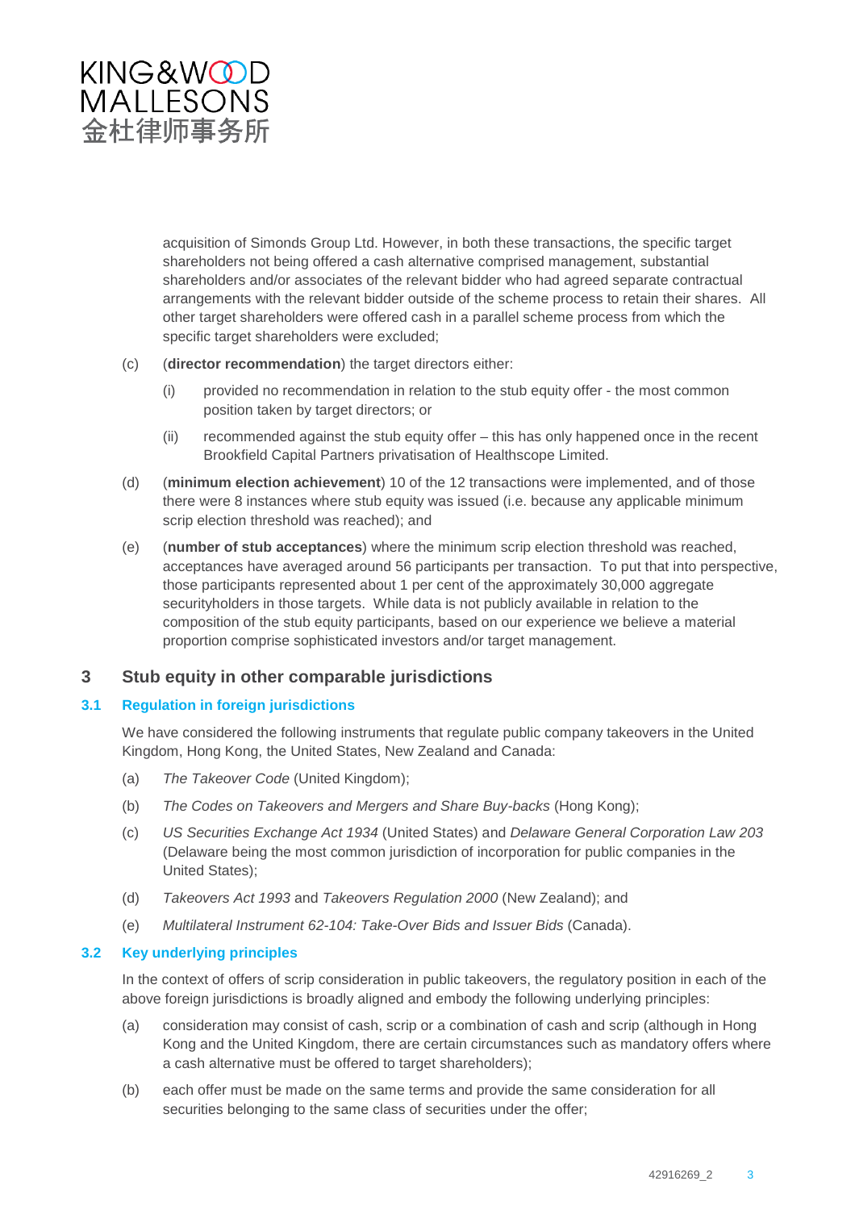acquisition of Simonds Group Ltd. However, in both these transactions, the specific target shareholders not being offered a cash alternative comprised management, substantial shareholders and/or associates of the relevant bidder who had agreed separate contractual arrangements with the relevant bidder outside of the scheme process to retain their shares. All other target shareholders were offered cash in a parallel scheme process from which the specific target shareholders were excluded;

(c) (**director recommendation**) the target directors either:

  (i) provided no recommendation in relation to the stub equity offer - the most common position taken by target directors; or

  (ii) recommended against the stub equity offer – this has only happened once in the recent Brookfield Capital Partners privatisation of Healthscope Limited.

(d) (**minimum election achievement**) 10 of the 12 transactions were implemented, and of those there were 8 instances where stub equity was issued (i.e. because any applicable minimum scrip election threshold was reached); and

(e) (**number of stub acceptances**) where the minimum scrip election threshold was reached, acceptances have averaged around 56 participants per transaction. To put that into perspective, those participants represented about 1 per cent of the approximately 30,000 aggregate securityholders in those targets. While data is not publicly available in relation to the composition of the stub equity participants, based on our experience we believe a material proportion comprise sophisticated investors and/or target management.

## 3 Stub equity in other comparable jurisdictions

### 3.1 Regulation in foreign jurisdictions

We have considered the following instruments that regulate public company takeovers in the United Kingdom, Hong Kong, the United States, New Zealand and Canada:

(a) *The Takeover Code* (United Kingdom);

(b) *The Codes on Takeovers and Mergers and Share Buy-backs* (Hong Kong);

(c) *US Securities Exchange Act 1934* (United States) and *Delaware General Corporation Law 203* (Delaware being the most common jurisdiction of incorporation for public companies in the United States);

(d) *Takeovers Act 1993* and *Takeovers Regulation 2000* (New Zealand); and

(e) *Multilateral Instrument 62-104: Take-Over Bids and Issuer Bids* (Canada).

### 3.2 Key underlying principles

In the context of offers of scrip consideration in public takeovers, the regulatory position in each of the above foreign jurisdictions is broadly aligned and embody the following underlying principles:

(a) consideration may consist of cash, scrip or a combination of cash and scrip (although in Hong Kong and the United Kingdom, there are certain circumstances such as mandatory offers where a cash alternative must be offered to target shareholders);

(b) each offer must be made on the same terms and provide the same consideration for all securities belonging to the same class of securities under the offer;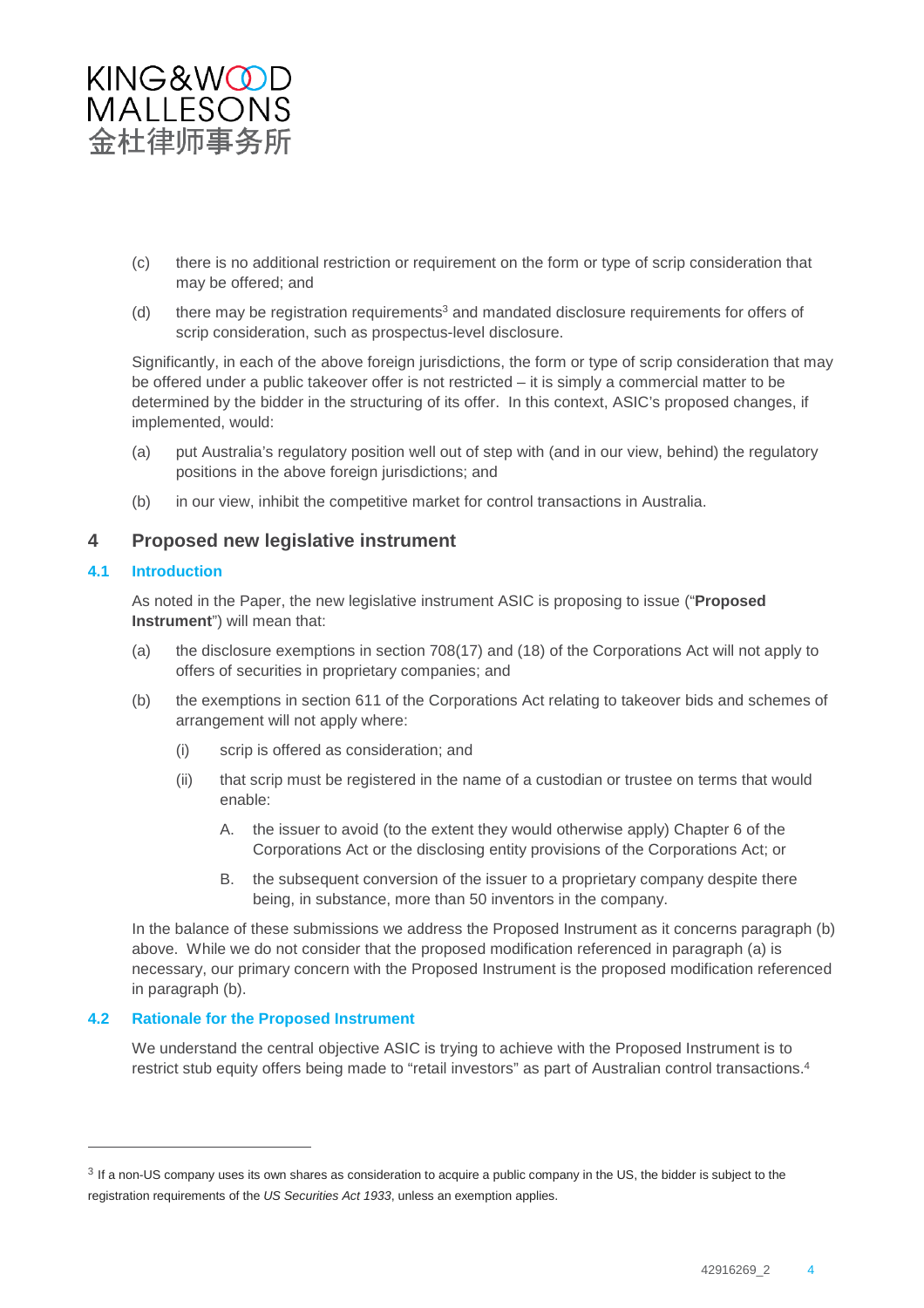(c) there is no additional restriction or requirement on the form or type of scrip consideration that may be offered; and

(d) there may be registration requirements[3] and mandated disclosure requirements for offers of scrip consideration, such as prospectus-level disclosure.

Significantly, in each of the above foreign jurisdictions, the form or type of scrip consideration that may be offered under a public takeover offer is not restricted – it is simply a commercial matter to be determined by the bidder in the structuring of its offer. In this context, ASIC's proposed changes, if implemented, would:

(a) put Australia's regulatory position well out of step with (and in our view, behind) the regulatory positions in the above foreign jurisdictions; and

(b) in our view, inhibit the competitive market for control transactions in Australia.

## 4 Proposed new legislative instrument

### 4.1 Introduction

As noted in the Paper, the new legislative instrument ASIC is proposing to issue ("**Proposed Instrument**") will mean that:

(a) the disclosure exemptions in section 708(17) and (18) of the Corporations Act will not apply to offers of securities in proprietary companies; and

(b) the exemptions in section 611 of the Corporations Act relating to takeover bids and schemes of arrangement will not apply where:

  (i) scrip is offered as consideration; and

  (ii) that scrip must be registered in the name of a custodian or trustee on terms that would enable:

    A. the issuer to avoid (to the extent they would otherwise apply) Chapter 6 of the Corporations Act or the disclosing entity provisions of the Corporations Act; or

    B. the subsequent conversion of the issuer to a proprietary company despite there being, in substance, more than 50 inventors in the company.

In the balance of these submissions we address the Proposed Instrument as it concerns paragraph (b) above. While we do not consider that the proposed modification referenced in paragraph (a) is necessary, our primary concern with the Proposed Instrument is the proposed modification referenced in paragraph (b).

### 4.2 Rationale for the Proposed Instrument

We understand the central objective ASIC is trying to achieve with the Proposed Instrument is to restrict stub equity offers being made to "retail investors" as part of Australian control transactions.[4]

---

[3] If a non-US company uses its own shares as consideration to acquire a public company in the US, the bidder is subject to the registration requirements of the *US Securities Act 1933*, unless an exemption applies.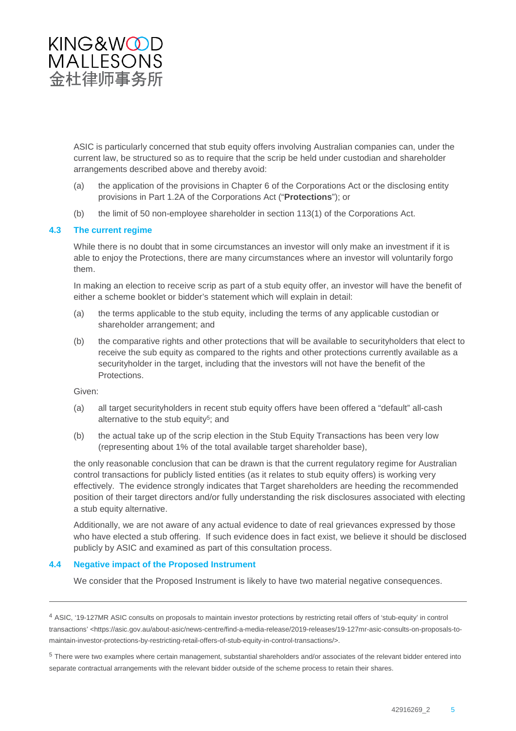ASIC is particularly concerned that stub equity offers involving Australian companies can, under the current law, be structured so as to require that the scrip be held under custodian and shareholder arrangements described above and thereby avoid:

(a) the application of the provisions in Chapter 6 of the Corporations Act or the disclosing entity provisions in Part 1.2A of the Corporations Act ("**Protections**"); or

(b) the limit of 50 non-employee shareholder in section 113(1) of the Corporations Act.

### 4.3 The current regime

While there is no doubt that in some circumstances an investor will only make an investment if it is able to enjoy the Protections, there are many circumstances where an investor will voluntarily forgo them.

In making an election to receive scrip as part of a stub equity offer, an investor will have the benefit of either a scheme booklet or bidder's statement which will explain in detail:

(a) the terms applicable to the stub equity, including the terms of any applicable custodian or shareholder arrangement; and

(b) the comparative rights and other protections that will be available to securityholders that elect to receive the sub equity as compared to the rights and other protections currently available as a securityholder in the target, including that the investors will not have the benefit of the Protections.

Given:

(a) all target securityholders in recent stub equity offers have been offered a "default" all-cash alternative to the stub equity[5]; and

(b) the actual take up of the scrip election in the Stub Equity Transactions has been very low (representing about 1% of the total available target shareholder base),

the only reasonable conclusion that can be drawn is that the current regulatory regime for Australian control transactions for publicly listed entities (as it relates to stub equity offers) is working very effectively. The evidence strongly indicates that Target shareholders are heeding the recommended position of their target directors and/or fully understanding the risk disclosures associated with electing a stub equity alternative.

Additionally, we are not aware of any actual evidence to date of real grievances expressed by those who have elected a stub offering. If such evidence does in fact exist, we believe it should be disclosed publicly by ASIC and examined as part of this consultation process.

### 4.4 Negative impact of the Proposed Instrument

We consider that the Proposed Instrument is likely to have two material negative consequences.

---

[4] ASIC, '19-127MR ASIC consults on proposals to maintain investor protections by restricting retail offers of 'stub-equity' in control transactions' <https://asic.gov.au/about-asic/news-centre/find-a-media-release/2019-releases/19-127mr-asic-consults-on-proposals-to-maintain-investor-protections-by-restricting-retail-offers-of-stub-equity-in-control-transactions/>.

[5] There were two examples where certain management, substantial shareholders and/or associates of the relevant bidder entered into separate contractual arrangements with the relevant bidder outside of the scheme process to retain their shares.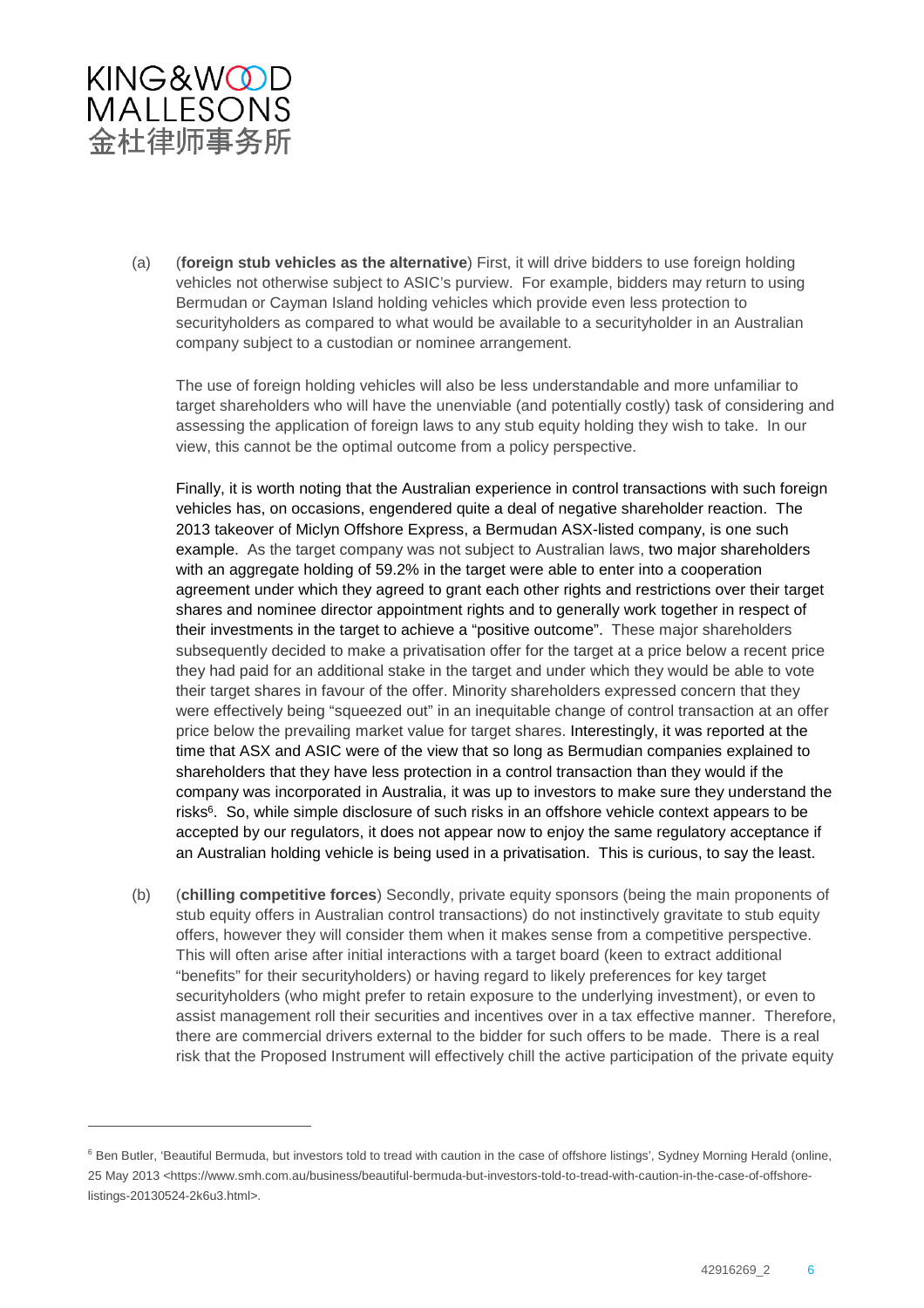(a) (**foreign stub vehicles as the alternative**) First, it will drive bidders to use foreign holding vehicles not otherwise subject to ASIC's purview. For example, bidders may return to using Bermudan or Cayman Island holding vehicles which provide even less protection to securityholders as compared to what would be available to a securityholder in an Australian company subject to a custodian or nominee arrangement.

The use of foreign holding vehicles will also be less understandable and more unfamiliar to target shareholders who will have the unenviable (and potentially costly) task of considering and assessing the application of foreign laws to any stub equity holding they wish to take. In our view, this cannot be the optimal outcome from a policy perspective.

Finally, it is worth noting that the Australian experience in control transactions with such foreign vehicles has, on occasions, engendered quite a deal of negative shareholder reaction. The 2013 takeover of Miclyn Offshore Express, a Bermudan ASX-listed company, is one such example. As the target company was not subject to Australian laws, two major shareholders with an aggregate holding of 59.2% in the target were able to enter into a cooperation agreement under which they agreed to grant each other rights and restrictions over their target shares and nominee director appointment rights and to generally work together in respect of their investments in the target to achieve a "positive outcome". These major shareholders subsequently decided to make a privatisation offer for the target at a price below a recent price they had paid for an additional stake in the target and under which they would be able to vote their target shares in favour of the offer. Minority shareholders expressed concern that they were effectively being "squeezed out" in an inequitable change of control transaction at an offer price below the prevailing market value for target shares. Interestingly, it was reported at the time that ASX and ASIC were of the view that so long as Bermudian companies explained to shareholders that they have less protection in a control transaction than they would if the company was incorporated in Australia, it was up to investors to make sure they understand the risks[6]. So, while simple disclosure of such risks in an offshore vehicle context appears to be accepted by our regulators, it does not appear now to enjoy the same regulatory acceptance if an Australian holding vehicle is being used in a privatisation. This is curious, to say the least.

(b) (**chilling competitive forces**) Secondly, private equity sponsors (being the main proponents of stub equity offers in Australian control transactions) do not instinctively gravitate to stub equity offers, however they will consider them when it makes sense from a competitive perspective. This will often arise after initial interactions with a target board (keen to extract additional "benefits" for their securityholders) or having regard to likely preferences for key target securityholders (who might prefer to retain exposure to the underlying investment), or even to assist management roll their securities and incentives over in a tax effective manner. Therefore, there are commercial drivers external to the bidder for such offers to be made. There is a real risk that the Proposed Instrument will effectively chill the active participation of the private equity

---

[6] Ben Butler, 'Beautiful Bermuda, but investors told to tread with caution in the case of offshore listings', Sydney Morning Herald (online, 25 May 2013 <https://www.smh.com.au/business/beautiful-bermuda-but-investors-told-to-tread-with-caution-in-the-case-of-offshore-listings-20130524-2k6u3.html>.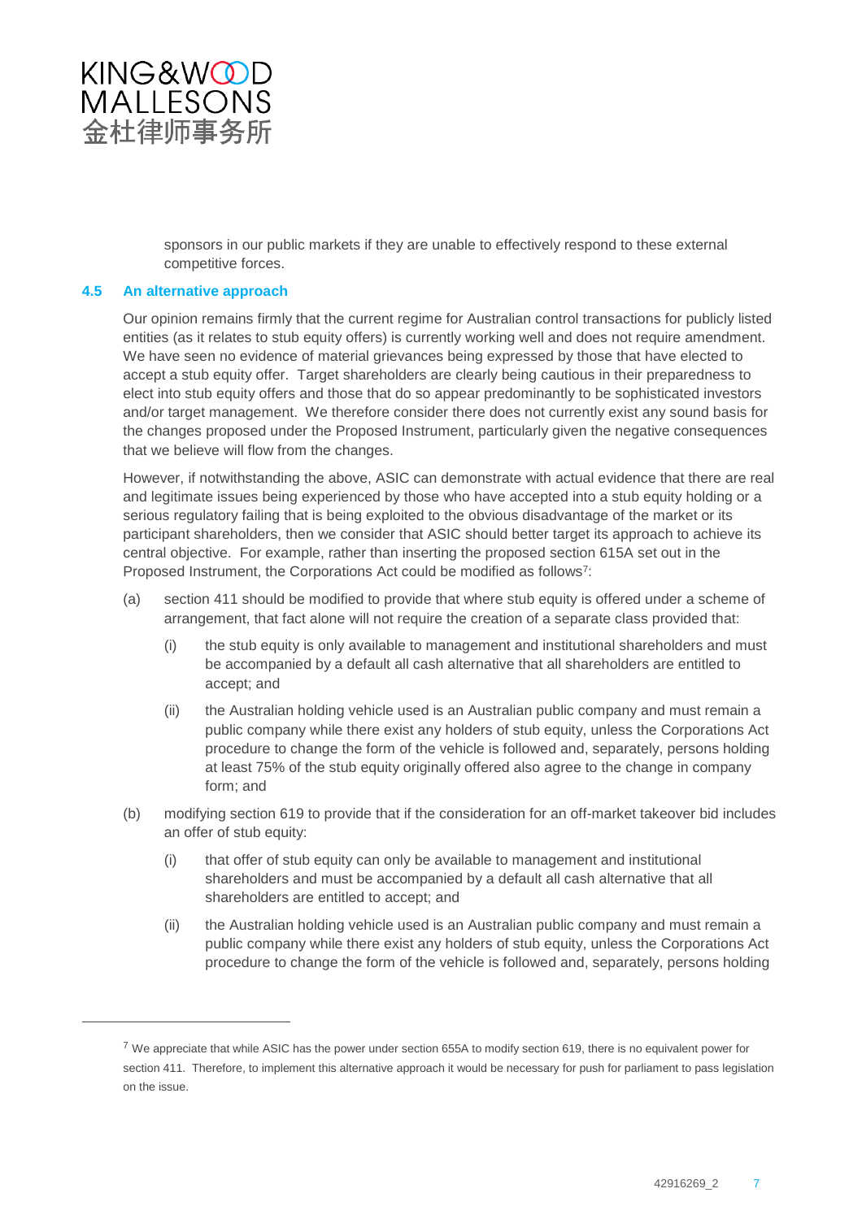sponsors in our public markets if they are unable to effectively respond to these external competitive forces.

### 4.5 An alternative approach

Our opinion remains firmly that the current regime for Australian control transactions for publicly listed entities (as it relates to stub equity offers) is currently working well and does not require amendment. We have seen no evidence of material grievances being expressed by those that have elected to accept a stub equity offer. Target shareholders are clearly being cautious in their preparedness to elect into stub equity offers and those that do so appear predominantly to be sophisticated investors and/or target management. We therefore consider there does not currently exist any sound basis for the changes proposed under the Proposed Instrument, particularly given the negative consequences that we believe will flow from the changes.

However, if notwithstanding the above, ASIC can demonstrate with actual evidence that there are real and legitimate issues being experienced by those who have accepted into a stub equity holding or a serious regulatory failing that is being exploited to the obvious disadvantage of the market or its participant shareholders, then we consider that ASIC should better target its approach to achieve its central objective. For example, rather than inserting the proposed section 615A set out in the Proposed Instrument, the Corporations Act could be modified as follows[7]:

(a) section 411 should be modified to provide that where stub equity is offered under a scheme of arrangement, that fact alone will not require the creation of a separate class provided that:

   (i) the stub equity is only available to management and institutional shareholders and must be accompanied by a default all cash alternative that all shareholders are entitled to accept; and

   (ii) the Australian holding vehicle used is an Australian public company and must remain a public company while there exist any holders of stub equity, unless the Corporations Act procedure to change the form of the vehicle is followed and, separately, persons holding at least 75% of the stub equity originally offered also agree to the change in company form; and

(b) modifying section 619 to provide that if the consideration for an off-market takeover bid includes an offer of stub equity:

   (i) that offer of stub equity can only be available to management and institutional shareholders and must be accompanied by a default all cash alternative that all shareholders are entitled to accept; and

   (ii) the Australian holding vehicle used is an Australian public company and must remain a public company while there exist any holders of stub equity, unless the Corporations Act procedure to change the form of the vehicle is followed and, separately, persons holding

---

[7] We appreciate that while ASIC has the power under section 655A to modify section 619, there is no equivalent power for section 411. Therefore, to implement this alternative approach it would be necessary for push for parliament to pass legislation on the issue.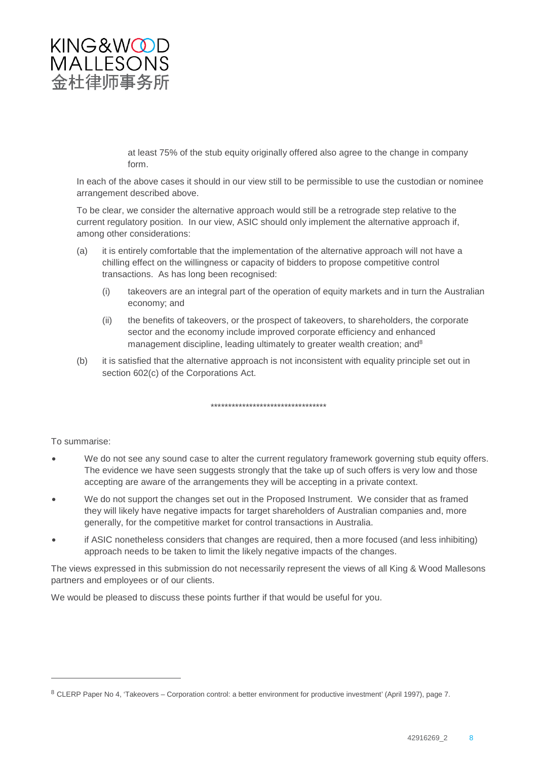at least 75% of the stub equity originally offered also agree to the change in company form.

In each of the above cases it should in our view still to be permissible to use the custodian or nominee arrangement described above.

To be clear, we consider the alternative approach would still be a retrograde step relative to the current regulatory position. In our view, ASIC should only implement the alternative approach if, among other considerations:

(a) it is entirely comfortable that the implementation of the alternative approach will not have a chilling effect on the willingness or capacity of bidders to propose competitive control transactions. As has long been recognised:

  (i) takeovers are an integral part of the operation of equity markets and in turn the Australian economy; and

  (ii) the benefits of takeovers, or the prospect of takeovers, to shareholders, the corporate sector and the economy include improved corporate efficiency and enhanced management discipline, leading ultimately to greater wealth creation; and[8]

(b) it is satisfied that the alternative approach is not inconsistent with equality principle set out in section 602(c) of the Corporations Act.

**********************************

To summarise:

- We do not see any sound case to alter the current regulatory framework governing stub equity offers. The evidence we have seen suggests strongly that the take up of such offers is very low and those accepting are aware of the arrangements they will be accepting in a private context.
- We do not support the changes set out in the Proposed Instrument. We consider that as framed they will likely have negative impacts for target shareholders of Australian companies and, more generally, for the competitive market for control transactions in Australia.
- if ASIC nonetheless considers that changes are required, then a more focused (and less inhibiting) approach needs to be taken to limit the likely negative impacts of the changes.

The views expressed in this submission do not necessarily represent the views of all King & Wood Mallesons partners and employees or of our clients.

We would be pleased to discuss these points further if that would be useful for you.

---

[8] CLERP Paper No 4, 'Takeovers – Corporation control: a better environment for productive investment' (April 1997), page 7.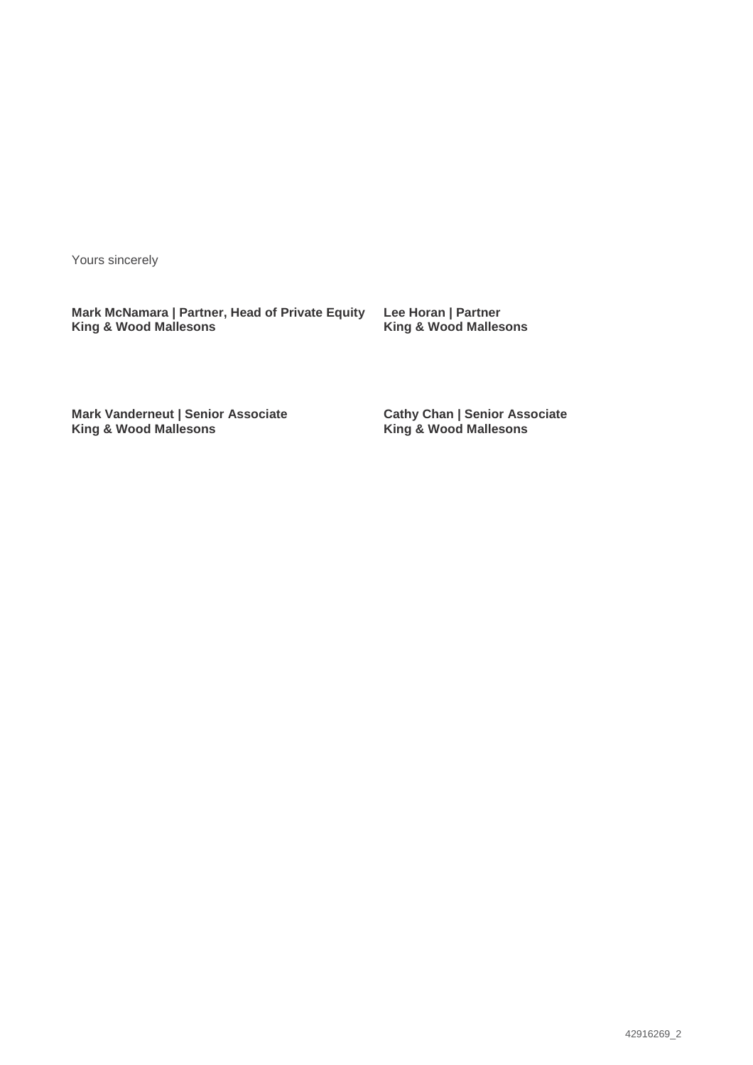Yours sincerely

**Mark McNamara | Partner, Head of Private Equity**
**King & Wood Mallesons**

**Lee Horan | Partner**
**King & Wood Mallesons**

**Mark Vanderneut | Senior Associate**
**King & Wood Mallesons**

**Cathy Chan | Senior Associate**
**King & Wood Mallesons**

42916269_2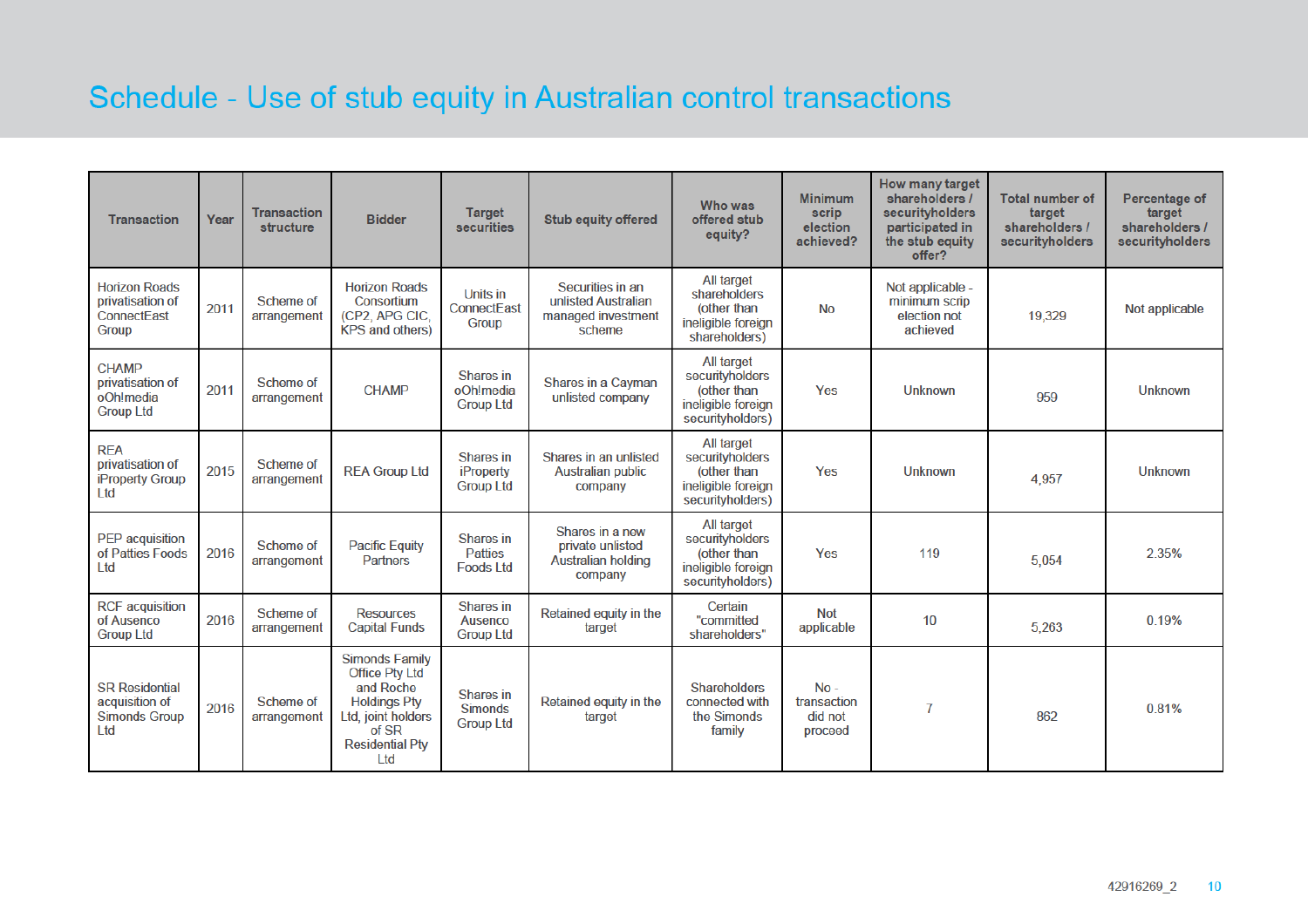# Schedule - Use of stub equity in Australian control transactions

| Transaction | Year | Transaction structure | Bidder | Target securities | Stub equity offered | Who was offered stub equity? | Minimum scrip election achieved? | How many target shareholders / securityholders participated in the stub equity offer? | Total number of target shareholders / securityholders | Percentage of target shareholders / securityholders |
|---|---|---|---|---|---|---|---|---|---|---|
| Horizon Roads privatisation of ConnectEast Group | 2011 | Scheme of arrangement | Horizon Roads Consortium (CP2, APG CIC, KPS and others) | Units in ConnectEast Group | Securities in an unlisted Australian managed investment scheme | All target shareholders (other than ineligible foreign shareholders) | No | Not applicable - minimum scrip election not achieved | 19,329 | Not applicable |
| CHAMP privatisation of oOh!media Group Ltd | 2011 | Scheme of arrangement | CHAMP | Shares in oOh!media Group Ltd | Shares in a Cayman unlisted company | All target securityholders (other than ineligible foreign securityholders) | Yes | Unknown | 959 | Unknown |
| REA privatisation of iProperty Group Ltd | 2015 | Scheme of arrangement | REA Group Ltd | Shares in iProperty Group Ltd | Shares in an unlisted Australian public company | All target securityholders (other than ineligible foreign securityholders) | Yes | Unknown | 4,957 | Unknown |
| PEP acquisition of Patties Foods Ltd | 2016 | Scheme of arrangement | Pacific Equity Partners | Shares in Patties Foods Ltd | Shares in a new private unlisted Australian holding company | All target securityholders (other than ineligible foreign securityholders) | Yes | 119 | 5,054 | 2.35% |
| RCF acquisition of Ausenco Group Ltd | 2016 | Scheme of arrangement | Resources Capital Funds | Shares in Ausenco Group Ltd | Retained equity in the target | Certain "committed shareholders" | Not applicable | 10 | 5,263 | 0.19% |
| SR Residential acquisition of Simonds Group Ltd | 2016 | Scheme of arrangement | Simonds Family Office Pty Ltd and Roche Holdings Pty Ltd, joint holders of SR Residential Pty Ltd | Shares in Simonds Group Ltd | Retained equity in the target | Shareholders connected with the Simonds family | No - transaction did not proceed | 7 | 862 | 0.81% |

42916269_2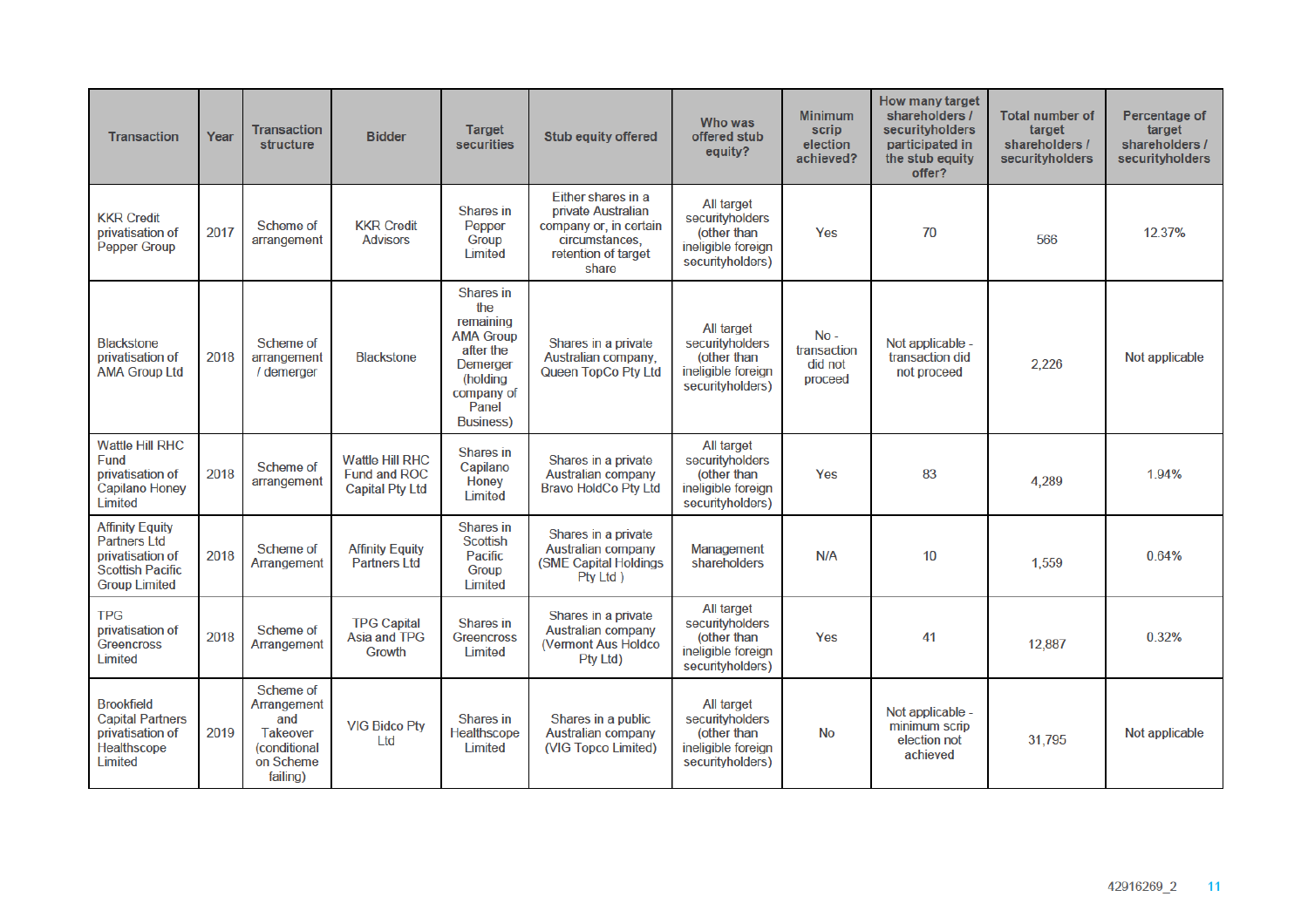| Transaction | Year | Transaction structure | Bidder | Target securities | Stub equity offered | Who was offered stub equity? | Minimum scrip election achieved? | How many target shareholders / securityholders participated in the stub equity offer? | Total number of target shareholders / securityholders | Percentage of target shareholders / securityholders |
|---|---|---|---|---|---|---|---|---|---|---|
| KKR Credit privatisation of Pepper Group | 2017 | Scheme of arrangement | KKR Credit Advisors | Shares in Pepper Group Limited | Either shares in a private Australian company or, in certain circumstances, retention of target share | All target securityholders (other than ineligible foreign securityholders) | Yes | 70 | 566 | 12.37% |
| Blackstone privatisation of AMA Group Ltd | 2018 | Scheme of arrangement / demerger | Blackstone | Shares in the remaining AMA Group after the Demerger (holding company of Panel Business) | Shares in a private Australian company, Queen TopCo Pty Ltd | All target securityholders (other than ineligible foreign securityholders) | No - transaction did not proceed | Not applicable - transaction did not proceed | 2,226 | Not applicable |
| Wattle Hill RHC Fund privatisation of Capilano Honey Limited | 2018 | Scheme of arrangement | Wattle Hill RHC Fund and ROC Capital Pty Ltd | Shares in Capilano Honey Limited | Shares in a private Australian company Bravo HoldCo Pty Ltd | All target securityholders (other than ineligible foreign securityholders) | Yes | 83 | 4,289 | 1.94% |
| Affinity Equity Partners Ltd privatisation of Scottish Pacific Group Limited | 2018 | Scheme of Arrangement | Affinity Equity Partners Ltd | Shares in Scottish Pacific Group Limited | Shares in a private Australian company (SME Capital Holdings Pty Ltd ) | Management shareholders | N/A | 10 | 1,559 | 0.64% |
| TPG privatisation of Greencross Limited | 2018 | Scheme of Arrangement | TPG Capital Asia and TPG Growth | Shares in Greencross Limited | Shares in a private Australian company (Vermont Aus Holdco Pty Ltd) | All target securityholders (other than ineligible foreign securityholders) | Yes | 41 | 12,887 | 0.32% |
| Brookfield Capital Partners privatisation of Healthscope Limited | 2019 | Scheme of Arrangement and Takeover (conditional on Scheme failing) | VIG Bidco Pty Ltd | Shares in Healthscope Limited | Shares in a public Australian company (VIG Topco Limited) | All target securityholders (other than ineligible foreign securityholders) | No | Not applicable - minimum scrip election not achieved | 31,795 | Not applicable |

42916269_2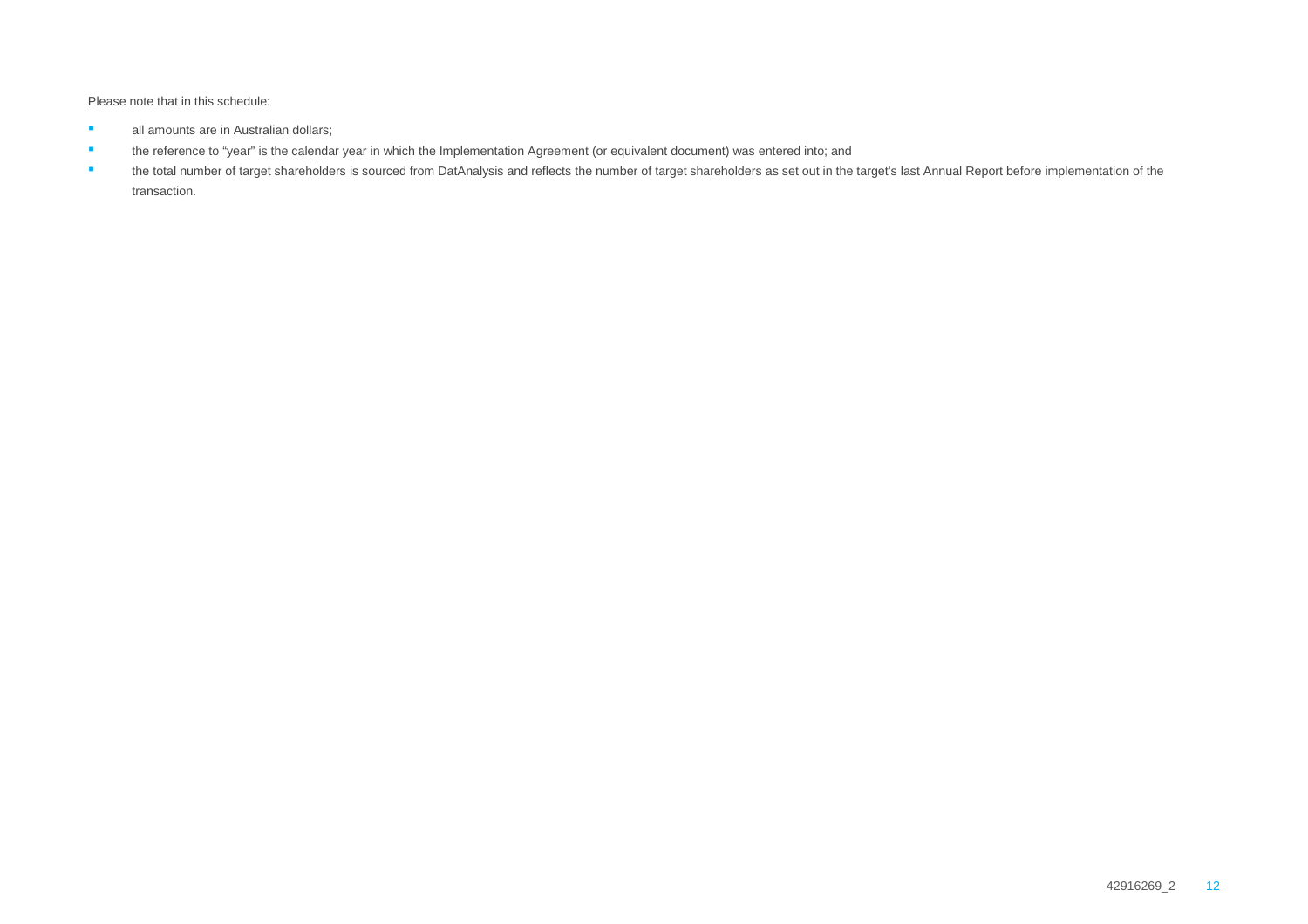Please note that in this schedule:

- all amounts are in Australian dollars;
- the reference to "year" is the calendar year in which the Implementation Agreement (or equivalent document) was entered into; and
- the total number of target shareholders is sourced from DatAnalysis and reflects the number of target shareholders as set out in the target's last Annual Report before implementation of the transaction.